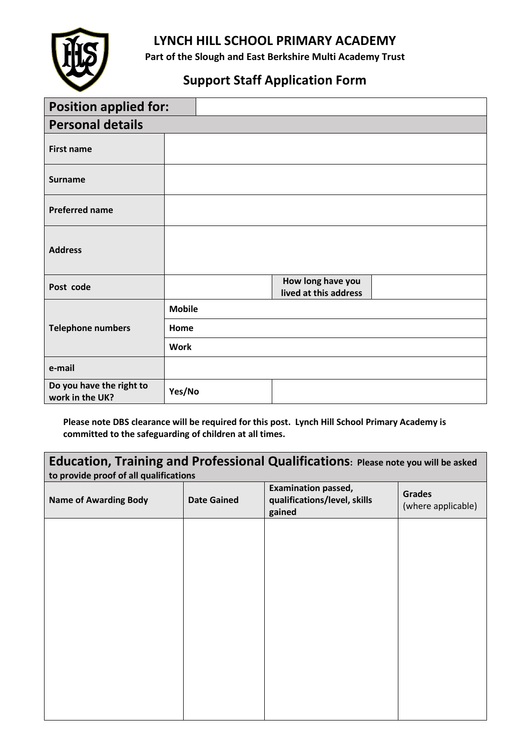# LYNCH HILL SCHOOL PRIMARY ACADEMY

**Part of the Slough and East Berkshire Multi Academy Trust**

## Support Staff Application Form

| **Position applied for:** | | | |
|---|---|---|---|
| **Personal details** | | | |
| **First name** | | | |
| **Surname** | | | |
| **Preferred name** | | | |
| **Address** | | | |
| **Post code** | | **How long have you lived at this address** | |
| **Telephone numbers** | **Mobile** | | |
| | **Home** | | |
| | **Work** | | |
| **e-mail** | | | |
| **Do you have the right to work in the UK?** | **Yes/No** | | |

**Please note DBS clearance will be required for this post. Lynch Hill School Primary Academy is committed to the safeguarding of children at all times.**

| **Education, Training and Professional Qualifications: Please note you will be asked to provide proof of all qualifications** | | | |
|---|---|---|---|
| **Name of Awarding Body** | **Date Gained** | **Examination passed, qualifications/level, skills gained** | **Grades** (where applicable) |
| | | | |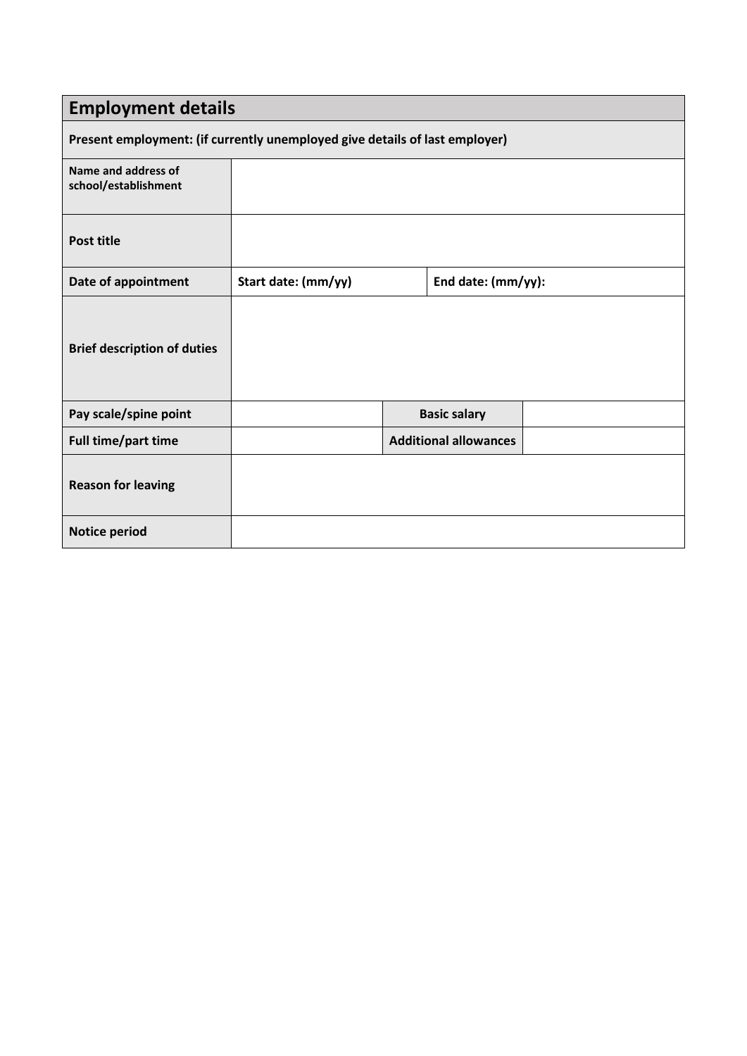| Employment details | | | |
|---|---|---|---|
| **Present employment: (if currently unemployed give details of last employer)** | | | |
| **Name and address of school/establishment** | | | |
| **Post title** | | | |
| **Date of appointment** | **Start date: (mm/yy)** | **End date: (mm/yy):** | |
| **Brief description of duties** | | | |
| **Pay scale/spine point** | | **Basic salary** | |
| **Full time/part time** | | **Additional allowances** | |
| **Reason for leaving** | | | |
| **Notice period** | | | |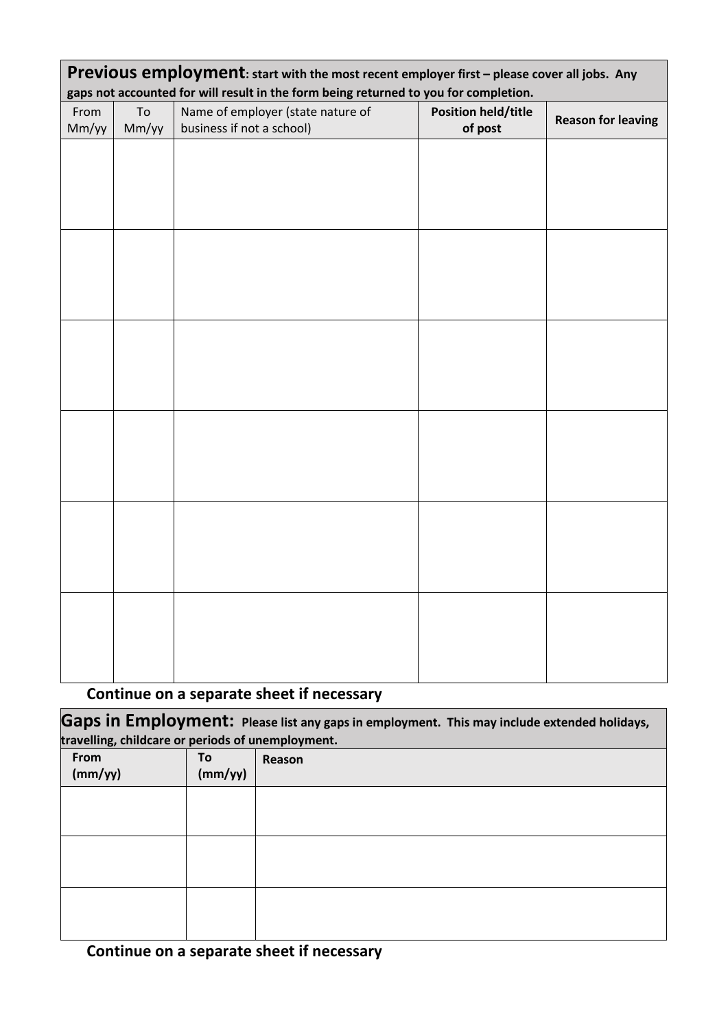## Previous employment: start with the most recent employer first – please cover all jobs. Any gaps not accounted for will result in the form being returned to you for completion.

| From Mm/yy | To Mm/yy | Name of employer (state nature of business if not a school) | **Position held/title of post** | **Reason for leaving** |
|---|---|---|---|---|
| | | | | |
| | | | | |
| | | | | |
| | | | | |
| | | | | |
| | | | | |

**Continue on a separate sheet if necessary**

## Gaps in Employment: Please list any gaps in employment. This may include extended holidays, travelling, childcare or periods of unemployment.

| **From (mm/yy)** | **To (mm/yy)** | **Reason** |
|---|---|---|
| | | |
| | | |
| | | |

**Continue on a separate sheet if necessary**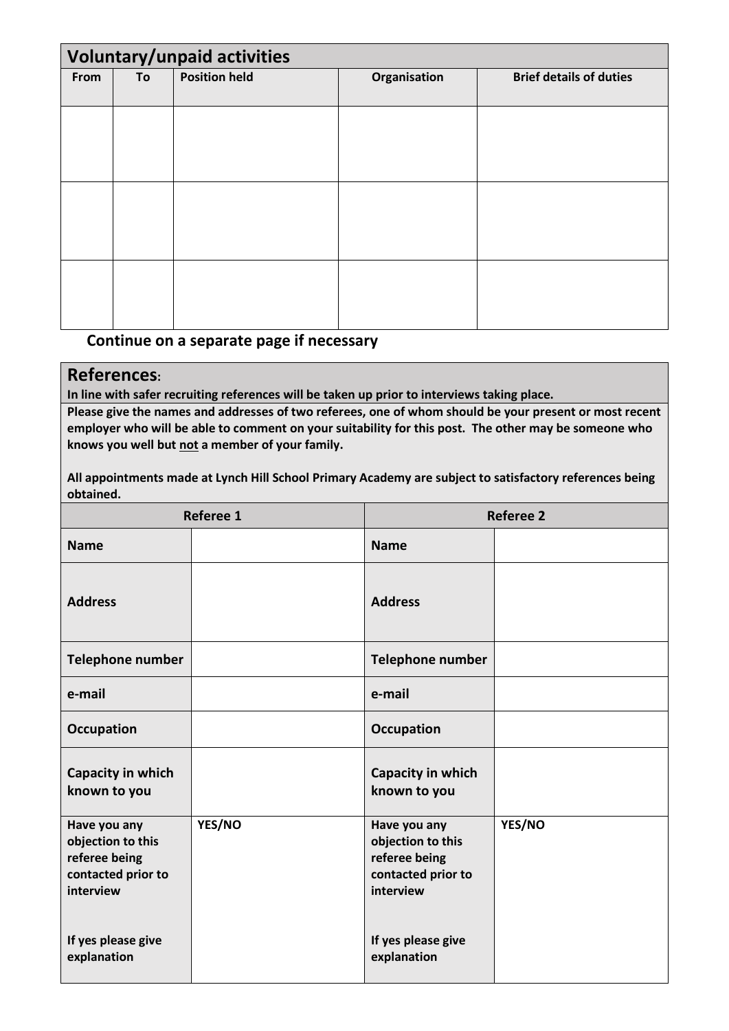## Voluntary/unpaid activities

| From | To | Position held | Organisation | Brief details of duties |
|---|---|---|---|---|
| | | | | |
| | | | | |
| | | | | |

**Continue on a separate page if necessary**

## References:

**In line with safer recruiting references will be taken up prior to interviews taking place.**

**Please give the names and addresses of two referees, one of whom should be your present or most recent employer who will be able to comment on your suitability for this post. The other may be someone who knows you well but not a member of your family.**

**All appointments made at Lynch Hill School Primary Academy are subject to satisfactory references being obtained.**

| Referee 1 | | Referee 2 | |
|---|---|---|---|
| **Name** | | **Name** | |
| **Address** | | **Address** | |
| **Telephone number** | | **Telephone number** | |
| **e-mail** | | **e-mail** | |
| **Occupation** | | **Occupation** | |
| **Capacity in which known to you** | | **Capacity in which known to you** | |
| **Have you any objection to this referee being contacted prior to interview**<br><br>**If yes please give explanation** | **YES/NO** | **Have you any objection to this referee being contacted prior to interview**<br><br>**If yes please give explanation** | **YES/NO** |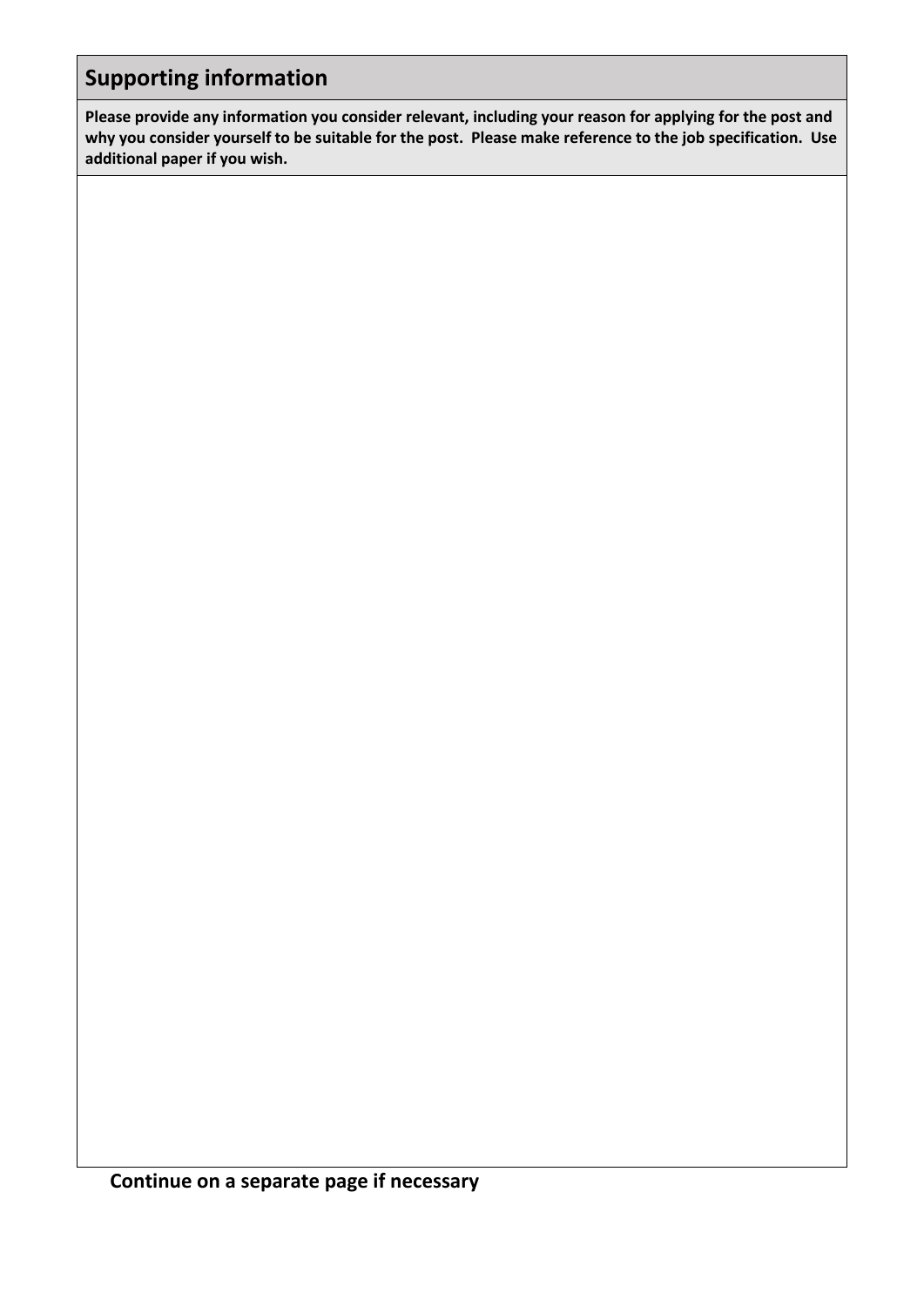## Supporting information

**Please provide any information you consider relevant, including your reason for applying for the post and why you consider yourself to be suitable for the post. Please make reference to the job specification. Use additional paper if you wish.**

**Continue on a separate page if necessary**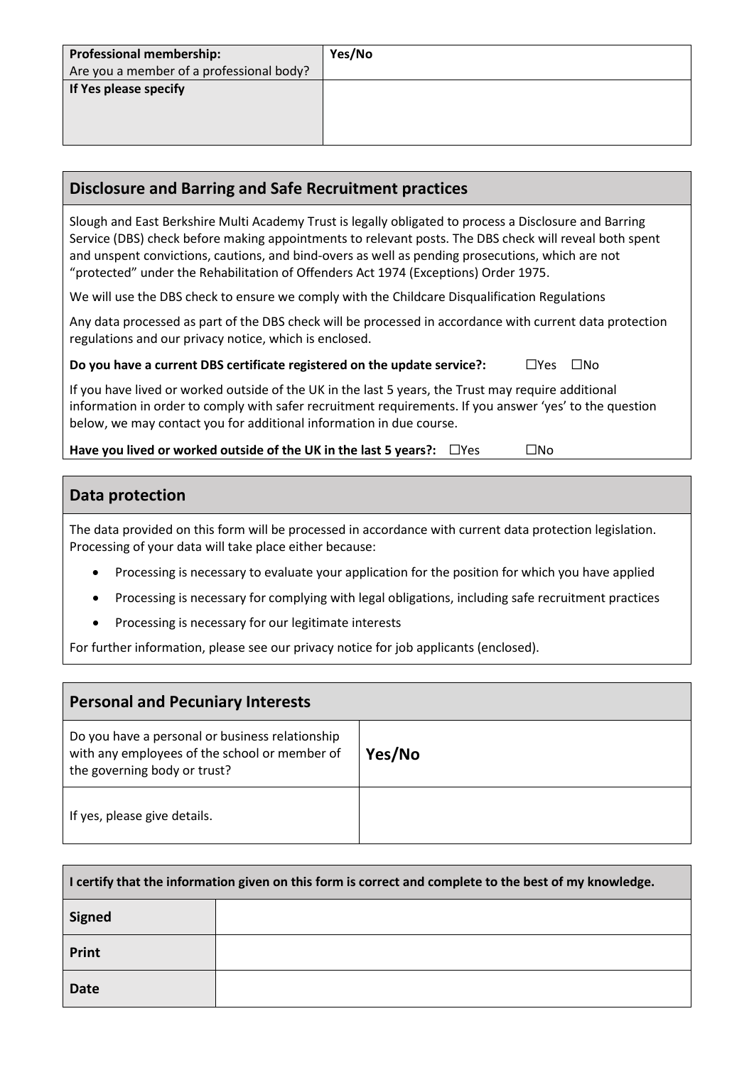| | |
|---|---|
| **Professional membership:** Are you a member of a professional body? | **Yes/No** |
| **If Yes please specify** | |

## Disclosure and Barring and Safe Recruitment practices

Slough and East Berkshire Multi Academy Trust is legally obligated to process a Disclosure and Barring Service (DBS) check before making appointments to relevant posts. The DBS check will reveal both spent and unspent convictions, cautions, and bind-overs as well as pending prosecutions, which are not "protected" under the Rehabilitation of Offenders Act 1974 (Exceptions) Order 1975.

We will use the DBS check to ensure we comply with the Childcare Disqualification Regulations

Any data processed as part of the DBS check will be processed in accordance with current data protection regulations and our privacy notice, which is enclosed.

**Do you have a current DBS certificate registered on the update service?:** ☐Yes ☐No

If you have lived or worked outside of the UK in the last 5 years, the Trust may require additional information in order to comply with safer recruitment requirements. If you answer 'yes' to the question below, we may contact you for additional information in due course.

**Have you lived or worked outside of the UK in the last 5 years?:** ☐Yes ☐No

## Data protection

The data provided on this form will be processed in accordance with current data protection legislation. Processing of your data will take place either because:

- Processing is necessary to evaluate your application for the position for which you have applied
- Processing is necessary for complying with legal obligations, including safe recruitment practices
- Processing is necessary for our legitimate interests

For further information, please see our privacy notice for job applicants (enclosed).

## Personal and Pecuniary Interests

| | |
|---|---|
| Do you have a personal or business relationship with any employees of the school or member of the governing body or trust? | **Yes/No** |
| If yes, please give details. | |

| I certify that the information given on this form is correct and complete to the best of my knowledge. | |
|---|---|
| **Signed** | |
| **Print** | |
| **Date** | |